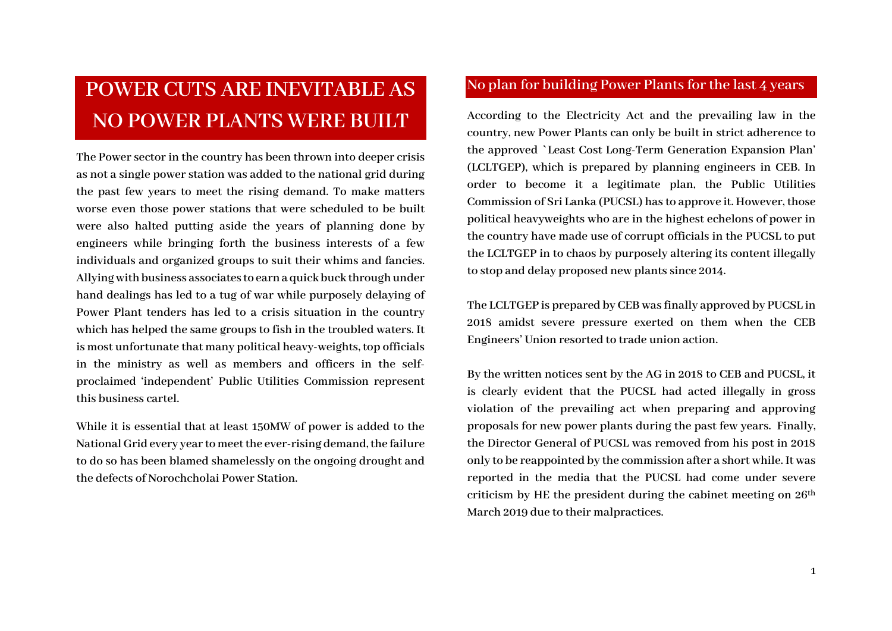# POWER CUTS ARE INEVITABLE AS NO POWER PLANTS WERE BUILT

The Power sector in the country has been thrown into deeper crisis as not a single power station was added to the national grid during the past few years to meet the rising demand. To make matters worse even those power stations that were scheduled to be built were also halted putting aside the years of planning done by engineers while bringing forth the business interests of a few individuals and organized groups to suit their whims and fancies. Allying with business associates to earn a quick buck through under hand dealings has led to a tug of war while purposely delaying of Power Plant tenders has led to a crisis situation in the country which has helped the same groups to fish in the troubled waters. It is most unfortunate that many political heavy-weights, top officials in the ministry as well as members and officers in the self-proclaimed 'independent' Public Utilities Commission represent this business cartel.

While it is essential that at least 150MW of power is added to the National Grid every year to meet the ever-rising demand, the failure to do so has been blamed shamelessly on the ongoing drought and the defects of Norochcholai Power Station.

## No plan for building Power Plants for the last 4 years

According to the Electricity Act and the prevailing law in the country, new Power Plants can only be built in strict adherence to the approved `Least Cost Long-Term Generation Expansion Plan' (LCLTGEP), which is prepared by planning engineers in CEB. In order to become it a legitimate plan, the Public Utilities Commission of Sri Lanka (PUCSL) has to approve it. However, those political heavyweights who are in the highest echelons of power in the country have made use of corrupt officials in the PUCSL to put the LCLTGEP in to chaos by purposely altering its content illegally to stop and delay proposed new plants since 2014.

The LCLTGEP is prepared by CEB was finally approved by PUCSL in 2018 amidst severe pressure exerted on them when the CEB Engineers' Union resorted to trade union action.

By the written notices sent by the AG in 2018 to CEB and PUCSL, it is clearly evident that the PUCSL had acted illegally in gross violation of the prevailing act when preparing and approving proposals for new power plants during the past few years. Finally, the Director General of PUCSL was removed from his post in 2018 only to be reappointed by the commission after a short while. It was reported in the media that the PUCSL had come under severe criticism by HE the president during the cabinet meeting on 26th March 2019 due to their malpractices.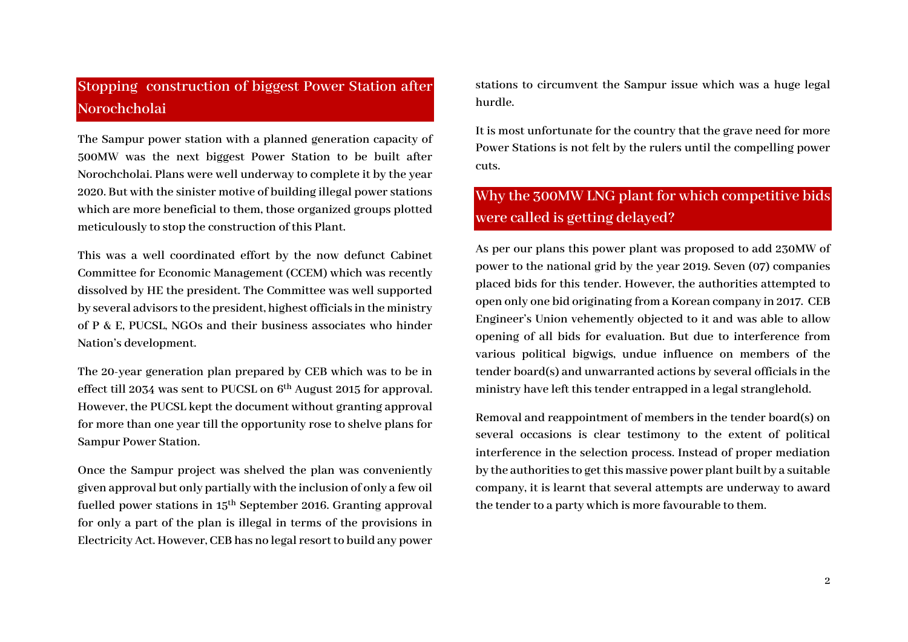## Stopping construction of biggest Power Station after Norochcholai

The Sampur power station with a planned generation capacity of 500MW was the next biggest Power Station to be built after Norochcholai. Plans were well underway to complete it by the year 2020. But with the sinister motive of building illegal power stations which are more beneficial to them, those organized groups plotted meticulously to stop the construction of this Plant.

This was a well coordinated effort by the now defunct Cabinet Committee for Economic Management (CCEM) which was recently dissolved by HE the president. The Committee was well supported by several advisors to the president, highest officials in the ministry of P & E, PUCSL, NGOs and their business associates who hinder Nation's development.

The 20-year generation plan prepared by CEB which was to be in effect till 2034 was sent to PUCSL on 6th August 2015 for approval. However, the PUCSL kept the document without granting approval for more than one year till the opportunity rose to shelve plans for Sampur Power Station.

Once the Sampur project was shelved the plan was conveniently given approval but only partially with the inclusion of only a few oil fuelled power stations in 15th September 2016. Granting approval for only a part of the plan is illegal in terms of the provisions in Electricity Act. However, CEB has no legal resort to build any power stations to circumvent the Sampur issue which was a huge legal hurdle.

It is most unfortunate for the country that the grave need for more Power Stations is not felt by the rulers until the compelling power cuts.

## Why the 300MW LNG plant for which competitive bids were called is getting delayed?

As per our plans this power plant was proposed to add 230MW of power to the national grid by the year 2019. Seven (07) companies placed bids for this tender. However, the authorities attempted to open only one bid originating from a Korean company in 2017. CEB Engineer's Union vehemently objected to it and was able to allow opening of all bids for evaluation. But due to interference from various political bigwigs, undue influence on members of the tender board(s) and unwarranted actions by several officials in the ministry have left this tender entrapped in a legal stranglehold.

Removal and reappointment of members in the tender board(s) on several occasions is clear testimony to the extent of political interference in the selection process. Instead of proper mediation by the authorities to get this massive power plant built by a suitable company, it is learnt that several attempts are underway to award the tender to a party which is more favourable to them.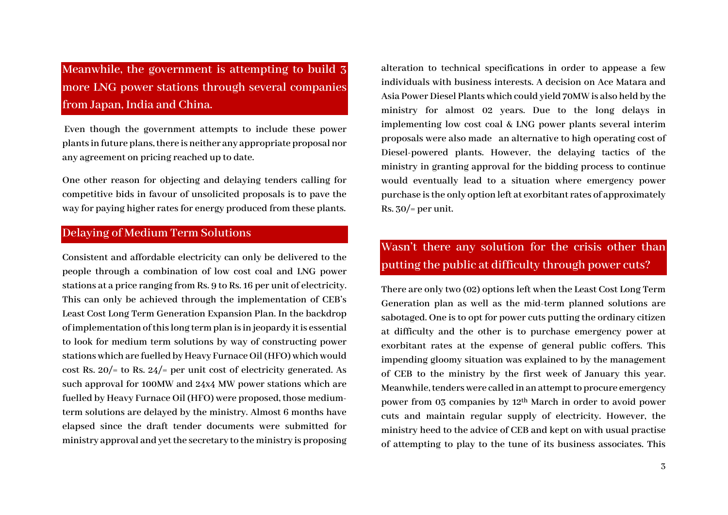## Meanwhile, the government is attempting to build 3 more LNG power stations through several companies from Japan, India and China.

Even though the government attempts to include these power plants in future plans, there is neither any appropriate proposal nor any agreement on pricing reached up to date.

One other reason for objecting and delaying tenders calling for competitive bids in favour of unsolicited proposals is to pave the way for paying higher rates for energy produced from these plants.

## Delaying of Medium Term Solutions

Consistent and affordable electricity can only be delivered to the people through a combination of low cost coal and LNG power stations at a price ranging from Rs. 9 to Rs. 16 per unit of electricity. This can only be achieved through the implementation of CEB's Least Cost Long Term Generation Expansion Plan. In the backdrop of implementation of this long term plan is in jeopardy it is essential to look for medium term solutions by way of constructing power stations which are fuelled by Heavy Furnace Oil (HFO) which would cost Rs. 20/= to Rs. 24/= per unit cost of electricity generated. As such approval for 100MW and 24x4 MW power stations which are fuelled by Heavy Furnace Oil (HFO) were proposed, those medium-term solutions are delayed by the ministry. Almost 6 months have elapsed since the draft tender documents were submitted for ministry approval and yet the secretary to the ministry is proposing alteration to technical specifications in order to appease a few individuals with business interests. A decision on Ace Matara and Asia Power Diesel Plants which could yield 70MW is also held by the ministry for almost 02 years. Due to the long delays in implementing low cost coal & LNG power plants several interim proposals were also made an alternative to high operating cost of Diesel-powered plants. However, the delaying tactics of the ministry in granting approval for the bidding process to continue would eventually lead to a situation where emergency power purchase is the only option left at exorbitant rates of approximately Rs. 30/= per unit.

## Wasn't there any solution for the crisis other than putting the public at difficulty through power cuts?

There are only two (02) options left when the Least Cost Long Term Generation plan as well as the mid-term planned solutions are sabotaged. One is to opt for power cuts putting the ordinary citizen at difficulty and the other is to purchase emergency power at exorbitant rates at the expense of general public coffers. This impending gloomy situation was explained to by the management of CEB to the ministry by the first week of January this year. Meanwhile, tenders were called in an attempt to procure emergency power from 03 companies by 12th March in order to avoid power cuts and maintain regular supply of electricity. However, the ministry heed to the advice of CEB and kept on with usual practise of attempting to play to the tune of its business associates. This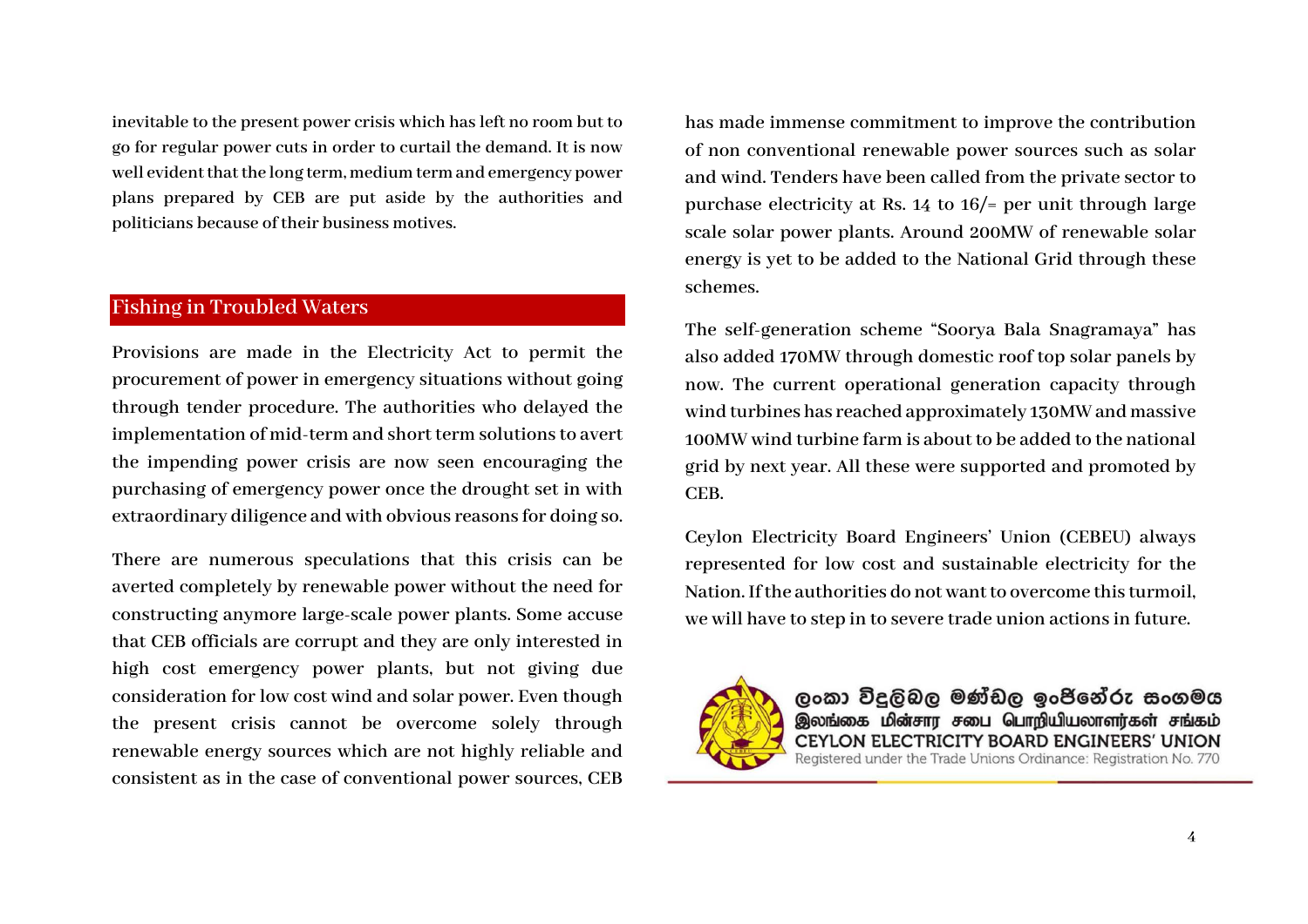inevitable to the present power crisis which has left no room but to go for regular power cuts in order to curtail the demand. It is now well evident that the long term, medium term and emergency power plans prepared by CEB are put aside by the authorities and politicians because of their business motives.

## Fishing in Troubled Waters

Provisions are made in the Electricity Act to permit the procurement of power in emergency situations without going through tender procedure. The authorities who delayed the implementation of mid-term and short term solutions to avert the impending power crisis are now seen encouraging the purchasing of emergency power once the drought set in with extraordinary diligence and with obvious reasons for doing so.

There are numerous speculations that this crisis can be averted completely by renewable power without the need for constructing anymore large-scale power plants. Some accuse that CEB officials are corrupt and they are only interested in high cost emergency power plants, but not giving due consideration for low cost wind and solar power. Even though the present crisis cannot be overcome solely through renewable energy sources which are not highly reliable and consistent as in the case of conventional power sources, CEB has made immense commitment to improve the contribution of non conventional renewable power sources such as solar and wind. Tenders have been called from the private sector to purchase electricity at Rs. 14 to 16/= per unit through large scale solar power plants. Around 200MW of renewable solar energy is yet to be added to the National Grid through these schemes.

The self-generation scheme "Soorya Bala Snagramaya" has also added 170MW through domestic roof top solar panels by now. The current operational generation capacity through wind turbines has reached approximately 130MW and massive 100MW wind turbine farm is about to be added to the national grid by next year. All these were supported and promoted by CEB.

Ceylon Electricity Board Engineers' Union (CEBEU) always represented for low cost and sustainable electricity for the Nation. If the authorities do not want to overcome this turmoil, we will have to step in to severe trade union actions in future.

ලංකා විදුලිබල මණ්ඩල ඉංජිනේරු සංගමය
இலங்கை மின்சார சபை பொறியியலாளர்கள் சங்கம்
CEYLON ELECTRICITY BOARD ENGINEERS' UNION
Registered under the Trade Unions Ordinance: Registration No. 770